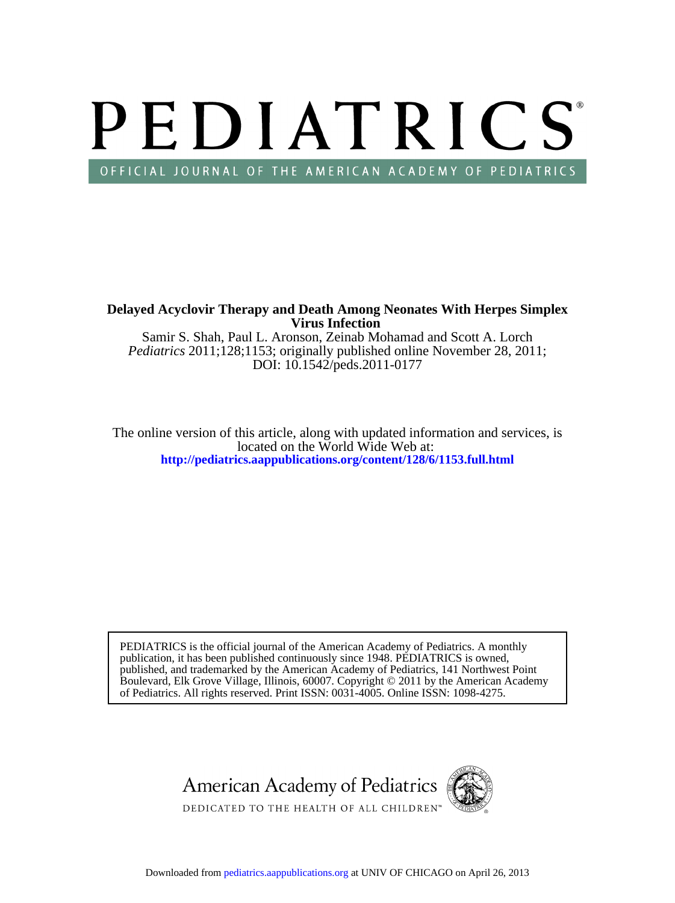# PEDIATRICS®

OFFICIAL JOURNAL OF THE AMERICAN ACADEMY OF PEDIATRICS

**Delayed Acyclovir Therapy and Death Among Neonates With Herpes Simplex Virus Infection**

Samir S. Shah, Paul L. Aronson, Zeinab Mohamad and Scott A. Lorch

*Pediatrics* 2011;128;1153; originally published online November 28, 2011;

DOI: 10.1542/peds.2011-0177

The online version of this article, along with updated information and services, is located on the World Wide Web at:

**http://pediatrics.aappublications.org/content/128/6/1153.full.html**

PEDIATRICS is the official journal of the American Academy of Pediatrics. A monthly publication, it has been published continuously since 1948. PEDIATRICS is owned, published, and trademarked by the American Academy of Pediatrics, 141 Northwest Point Boulevard, Elk Grove Village, Illinois, 60007. Copyright © 2011 by the American Academy of Pediatrics. All rights reserved. Print ISSN: 0031-4005. Online ISSN: 1098-4275.

American Academy of Pediatrics

DEDICATED TO THE HEALTH OF ALL CHILDREN™

Downloaded from pediatrics.aappublications.org at UNIV OF CHICAGO on April 26, 2013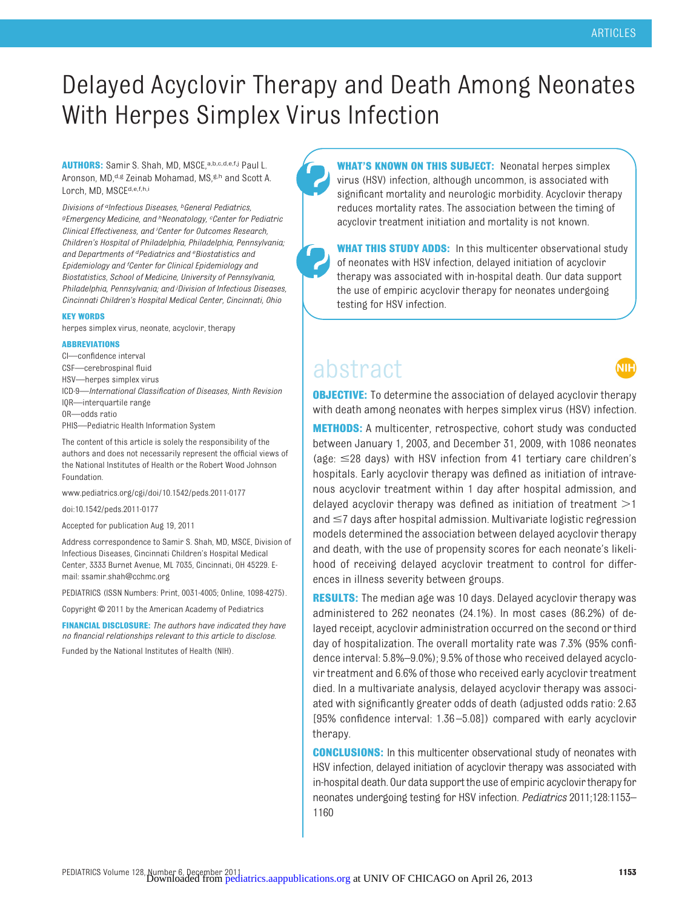# Delayed Acyclovir Therapy and Death Among Neonates With Herpes Simplex Virus Infection

**AUTHORS:** Samir S. Shah, MD, MSCE,[a,b,c,d,e,f,j] Paul L. Aronson, MD,[d,g] Zeinab Mohamad, MS,[g,h] and Scott A. Lorch, MD, MSCE[d,e,f,h,i]

*Divisions of [a]Infectious Diseases, [b]General Pediatrics, [g]Emergency Medicine, and [h]Neonatology, [c]Center for Pediatric Clinical Effectiveness, and [i]Center for Outcomes Research, Children's Hospital of Philadelphia, Philadelphia, Pennsylvania; and Departments of [d]Pediatrics and [e]Biostatistics and Epidemiology and [f]Center for Clinical Epidemiology and Biostatistics, School of Medicine, University of Pennsylvania, Philadelphia, Pennsylvania; and [j]Division of Infectious Diseases, Cincinnati Children's Hospital Medical Center, Cincinnati, Ohio*

**KEY WORDS**

herpes simplex virus, neonate, acyclovir, therapy

**ABBREVIATIONS**

CI—confidence interval
CSF—cerebrospinal fluid
HSV—herpes simplex virus
ICD-9—*International Classification of Diseases, Ninth Revision*
IQR—interquartile range
OR—odds ratio
PHIS—Pediatric Health Information System

The content of this article is solely the responsibility of the authors and does not necessarily represent the official views of the National Institutes of Health or the Robert Wood Johnson Foundation.

www.pediatrics.org/cgi/doi/10.1542/peds.2011-0177

doi:10.1542/peds.2011-0177

Accepted for publication Aug 19, 2011

Address correspondence to Samir S. Shah, MD, MSCE, Division of Infectious Diseases, Cincinnati Children's Hospital Medical Center, 3333 Burnet Avenue, ML 7035, Cincinnati, OH 45229. E-mail: ssamir.shah@cchmc.org

PEDIATRICS (ISSN Numbers: Print, 0031-4005; Online, 1098-4275).

Copyright © 2011 by the American Academy of Pediatrics

**FINANCIAL DISCLOSURE:** *The authors have indicated they have no financial relationships relevant to this article to disclose.*

Funded by the National Institutes of Health (NIH).

**WHAT'S KNOWN ON THIS SUBJECT:** Neonatal herpes simplex virus (HSV) infection, although uncommon, is associated with significant mortality and neurologic morbidity. Acyclovir therapy reduces mortality rates. The association between the timing of acyclovir treatment initiation and mortality is not known.

**WHAT THIS STUDY ADDS:** In this multicenter observational study of neonates with HSV infection, delayed initiation of acyclovir therapy was associated with in-hospital death. Our data support the use of empiric acyclovir therapy for neonates undergoing testing for HSV infection.

## abstract

**OBJECTIVE:** To determine the association of delayed acyclovir therapy with death among neonates with herpes simplex virus (HSV) infection.

**METHODS:** A multicenter, retrospective, cohort study was conducted between January 1, 2003, and December 31, 2009, with 1086 neonates (age: ≤28 days) with HSV infection from 41 tertiary care children's hospitals. Early acyclovir therapy was defined as initiation of intravenous acyclovir treatment within 1 day after hospital admission, and delayed acyclovir therapy was defined as initiation of treatment >1 and ≤7 days after hospital admission. Multivariate logistic regression models determined the association between delayed acyclovir therapy and death, with the use of propensity scores for each neonate's likelihood of receiving delayed acyclovir treatment to control for differences in illness severity between groups.

**RESULTS:** The median age was 10 days. Delayed acyclovir therapy was administered to 262 neonates (24.1%). In most cases (86.2%) of delayed receipt, acyclovir administration occurred on the second or third day of hospitalization. The overall mortality rate was 7.3% (95% confidence interval: 5.8%–9.0%); 9.5% of those who received delayed acyclovir treatment and 6.6% of those who received early acyclovir treatment died. In a multivariate analysis, delayed acyclovir therapy was associated with significantly greater odds of death (adjusted odds ratio: 2.63 [95% confidence interval: 1.36–5.08]) compared with early acyclovir therapy.

**CONCLUSIONS:** In this multicenter observational study of neonates with HSV infection, delayed initiation of acyclovir therapy was associated with in-hospital death. Our data support the use of empiric acyclovir therapy for neonates undergoing testing for HSV infection. *Pediatrics* 2011;128:1153–1160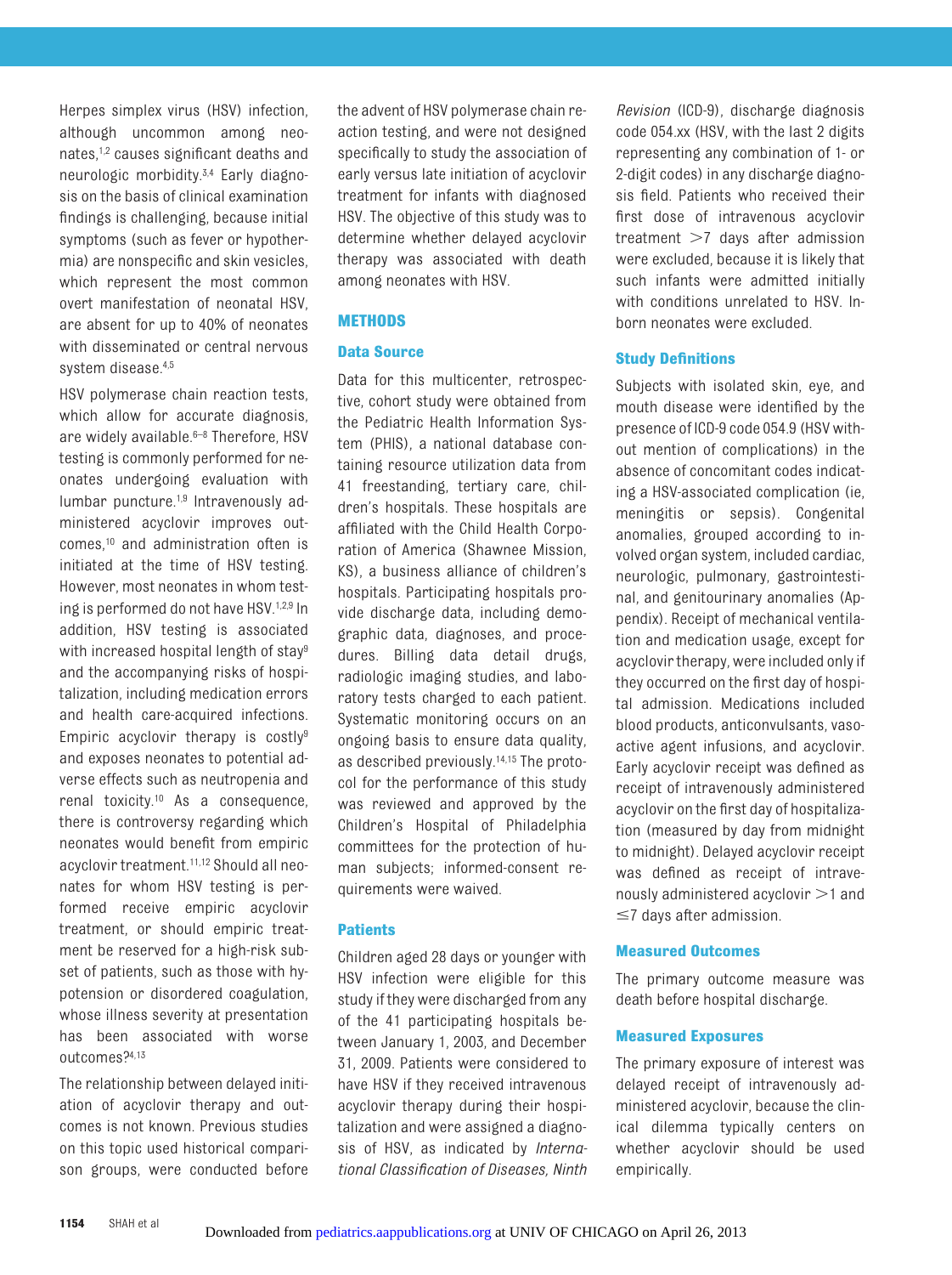Herpes simplex virus (HSV) infection, although uncommon among neonates,[1,2] causes significant deaths and neurologic morbidity.[3,4] Early diagnosis on the basis of clinical examination findings is challenging, because initial symptoms (such as fever or hypothermia) are nonspecific and skin vesicles, which represent the most common overt manifestation of neonatal HSV, are absent for up to 40% of neonates with disseminated or central nervous system disease.[4,5]

HSV polymerase chain reaction tests, which allow for accurate diagnosis, are widely available.[6–8] Therefore, HSV testing is commonly performed for neonates undergoing evaluation with lumbar puncture.[1,9] Intravenously administered acyclovir improves outcomes,[10] and administration often is initiated at the time of HSV testing. However, most neonates in whom testing is performed do not have HSV.[1,2,9] In addition, HSV testing is associated with increased hospital length of stay[9] and the accompanying risks of hospitalization, including medication errors and health care-acquired infections. Empiric acyclovir therapy is costly[9] and exposes neonates to potential adverse effects such as neutropenia and renal toxicity.[10] As a consequence, there is controversy regarding which neonates would benefit from empiric acyclovir treatment.[11,12] Should all neonates for whom HSV testing is performed receive empiric acyclovir treatment, or should empiric treatment be reserved for a high-risk subset of patients, such as those with hypotension or disordered coagulation, whose illness severity at presentation has been associated with worse outcomes?[4,13]

The relationship between delayed initiation of acyclovir therapy and outcomes is not known. Previous studies on this topic used historical comparison groups, were conducted before the advent of HSV polymerase chain reaction testing, and were not designed specifically to study the association of early versus late initiation of acyclovir treatment for infants with diagnosed HSV. The objective of this study was to determine whether delayed acyclovir therapy was associated with death among neonates with HSV.

## METHODS

### Data Source

Data for this multicenter, retrospective, cohort study were obtained from the Pediatric Health Information System (PHIS), a national database containing resource utilization data from 41 freestanding, tertiary care, children's hospitals. These hospitals are affiliated with the Child Health Corporation of America (Shawnee Mission, KS), a business alliance of children's hospitals. Participating hospitals provide discharge data, including demographic data, diagnoses, and procedures. Billing data detail drugs, radiologic imaging studies, and laboratory tests charged to each patient. Systematic monitoring occurs on an ongoing basis to ensure data quality, as described previously.[14,15] The protocol for the performance of this study was reviewed and approved by the Children's Hospital of Philadelphia committees for the protection of human subjects; informed-consent requirements were waived.

### Patients

Children aged 28 days or younger with HSV infection were eligible for this study if they were discharged from any of the 41 participating hospitals between January 1, 2003, and December 31, 2009. Patients were considered to have HSV if they received intravenous acyclovir therapy during their hospitalization and were assigned a diagnosis of HSV, as indicated by *International Classification of Diseases, Ninth Revision* (ICD-9), discharge diagnosis code 054.xx (HSV, with the last 2 digits representing any combination of 1- or 2-digit codes) in any discharge diagnosis field. Patients who received their first dose of intravenous acyclovir treatment >7 days after admission were excluded, because it is likely that such infants were admitted initially with conditions unrelated to HSV. Inborn neonates were excluded.

### Study Definitions

Subjects with isolated skin, eye, and mouth disease were identified by the presence of ICD-9 code 054.9 (HSV without mention of complications) in the absence of concomitant codes indicating a HSV-associated complication (ie, meningitis or sepsis). Congenital anomalies, grouped according to involved organ system, included cardiac, neurologic, pulmonary, gastrointestinal, and genitourinary anomalies (Appendix). Receipt of mechanical ventilation and medication usage, except for acyclovir therapy, were included only if they occurred on the first day of hospital admission. Medications included blood products, anticonvulsants, vasoactive agent infusions, and acyclovir. Early acyclovir receipt was defined as receipt of intravenously administered acyclovir on the first day of hospitalization (measured by day from midnight to midnight). Delayed acyclovir receipt was defined as receipt of intravenously administered acyclovir >1 and ≤7 days after admission.

### Measured Outcomes

The primary outcome measure was death before hospital discharge.

### Measured Exposures

The primary exposure of interest was delayed receipt of intravenously administered acyclovir, because the clinical dilemma typically centers on whether acyclovir should be used empirically.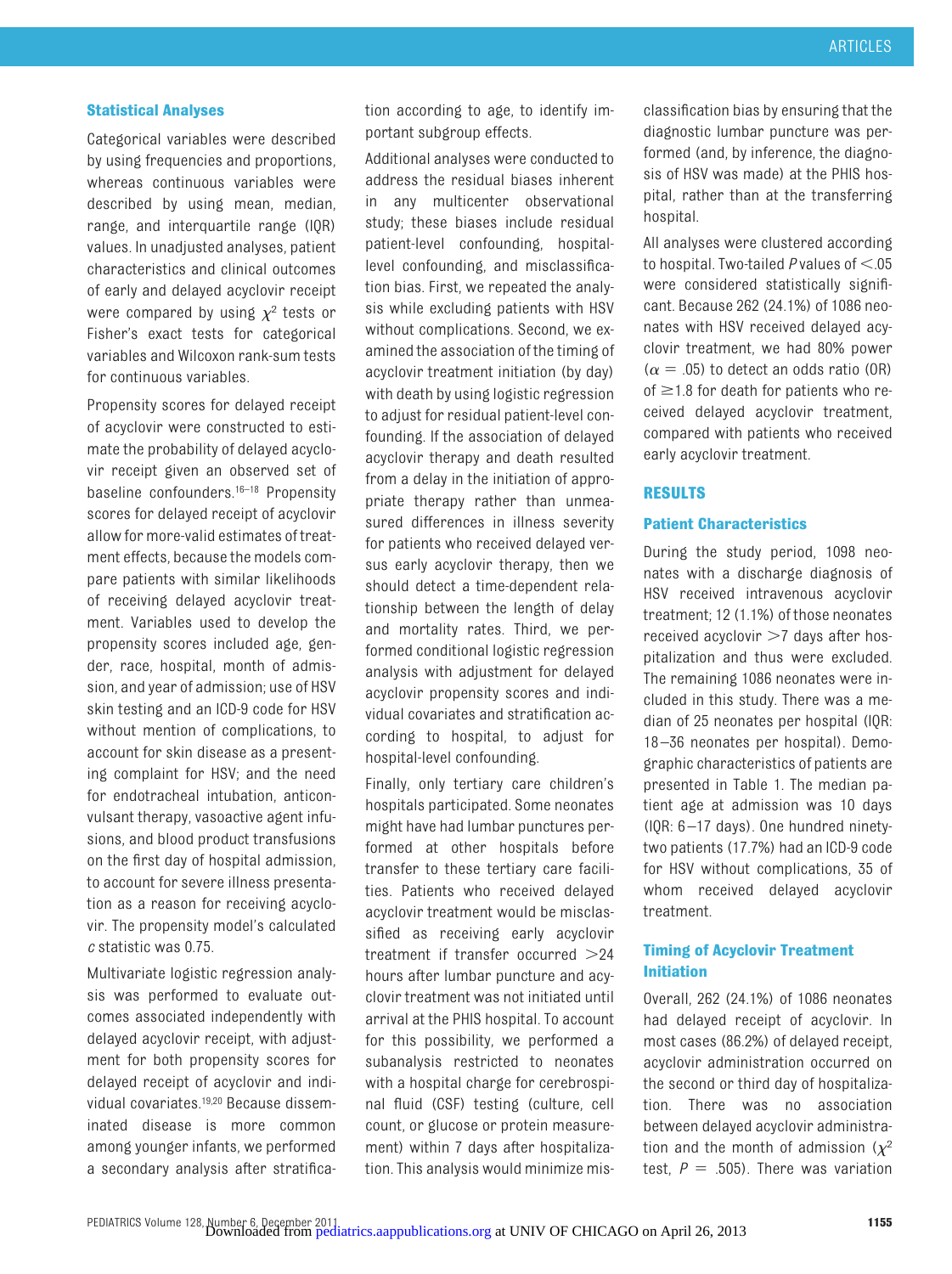### Statistical Analyses

Categorical variables were described by using frequencies and proportions, whereas continuous variables were described by using mean, median, range, and interquartile range (IQR) values. In unadjusted analyses, patient characteristics and clinical outcomes of early and delayed acyclovir receipt were compared by using $\chi^2$ tests or Fisher's exact tests for categorical variables and Wilcoxon rank-sum tests for continuous variables.

Propensity scores for delayed receipt of acyclovir were constructed to estimate the probability of delayed acyclovir receipt given an observed set of baseline confounders.[16–18] Propensity scores for delayed receipt of acyclovir allow for more-valid estimates of treatment effects, because the models compare patients with similar likelihoods of receiving delayed acyclovir treatment. Variables used to develop the propensity scores included age, gender, race, hospital, month of admission, and year of admission; use of HSV skin testing and an ICD-9 code for HSV without mention of complications, to account for skin disease as a presenting complaint for HSV; and the need for endotracheal intubation, anticonvulsant therapy, vasoactive agent infusions, and blood product transfusions on the first day of hospital admission, to account for severe illness presentation as a reason for receiving acyclovir. The propensity model's calculated *c* statistic was 0.75.

Multivariate logistic regression analysis was performed to evaluate outcomes associated independently with delayed acyclovir receipt, with adjustment for both propensity scores for delayed receipt of acyclovir and individual covariates.[19,20] Because disseminated disease is more common among younger infants, we performed a secondary analysis after stratification according to age, to identify important subgroup effects.

Additional analyses were conducted to address the residual biases inherent in any multicenter observational study; these biases include residual patient-level confounding, hospital-level confounding, and misclassification bias. First, we repeated the analysis while excluding patients with HSV without complications. Second, we examined the association of the timing of acyclovir treatment initiation (by day) with death by using logistic regression to adjust for residual patient-level confounding. If the association of delayed acyclovir therapy and death resulted from a delay in the initiation of appropriate therapy rather than unmeasured differences in illness severity for patients who received delayed versus early acyclovir therapy, then we should detect a time-dependent relationship between the length of delay and mortality rates. Third, we performed conditional logistic regression analysis with adjustment for delayed acyclovir propensity scores and individual covariates and stratification according to hospital, to adjust for hospital-level confounding.

Finally, only tertiary care children's hospitals participated. Some neonates might have had lumbar punctures performed at other hospitals before transfer to these tertiary care facilities. Patients who received delayed acyclovir treatment would be misclassified as receiving early acyclovir treatment if transfer occurred >24 hours after lumbar puncture and acyclovir treatment was not initiated until arrival at the PHIS hospital. To account for this possibility, we performed a subanalysis restricted to neonates with a hospital charge for cerebrospinal fluid (CSF) testing (culture, cell count, or glucose or protein measurement) within 7 days after hospitalization. This analysis would minimize misclassification bias by ensuring that the diagnostic lumbar puncture was performed (and, by inference, the diagnosis of HSV was made) at the PHIS hospital, rather than at the transferring hospital.

All analyses were clustered according to hospital. Two-tailed *P* values of <.05 were considered statistically significant. Because 262 (24.1%) of 1086 neonates with HSV received delayed acyclovir treatment, we had 80% power ($\alpha = .05$) to detect an odds ratio (OR) of ≥1.8 for death for patients who received delayed acyclovir treatment, compared with patients who received early acyclovir treatment.

## RESULTS

### Patient Characteristics

During the study period, 1098 neonates with a discharge diagnosis of HSV received intravenous acyclovir treatment; 12 (1.1%) of those neonates received acyclovir >7 days after hospitalization and thus were excluded. The remaining 1086 neonates were included in this study. There was a median of 25 neonates per hospital (IQR: 18–36 neonates per hospital). Demographic characteristics of patients are presented in Table 1. The median patient age at admission was 10 days (IQR: 6–17 days). One hundred ninety-two patients (17.7%) had an ICD-9 code for HSV without complications, 35 of whom received delayed acyclovir treatment.

### Timing of Acyclovir Treatment Initiation

Overall, 262 (24.1%) of 1086 neonates had delayed receipt of acyclovir. In most cases (86.2%) of delayed receipt, acyclovir administration occurred on the second or third day of hospitalization. There was no association between delayed acyclovir administration and the month of admission ($\chi^2$ test, $P = .505$). There was variation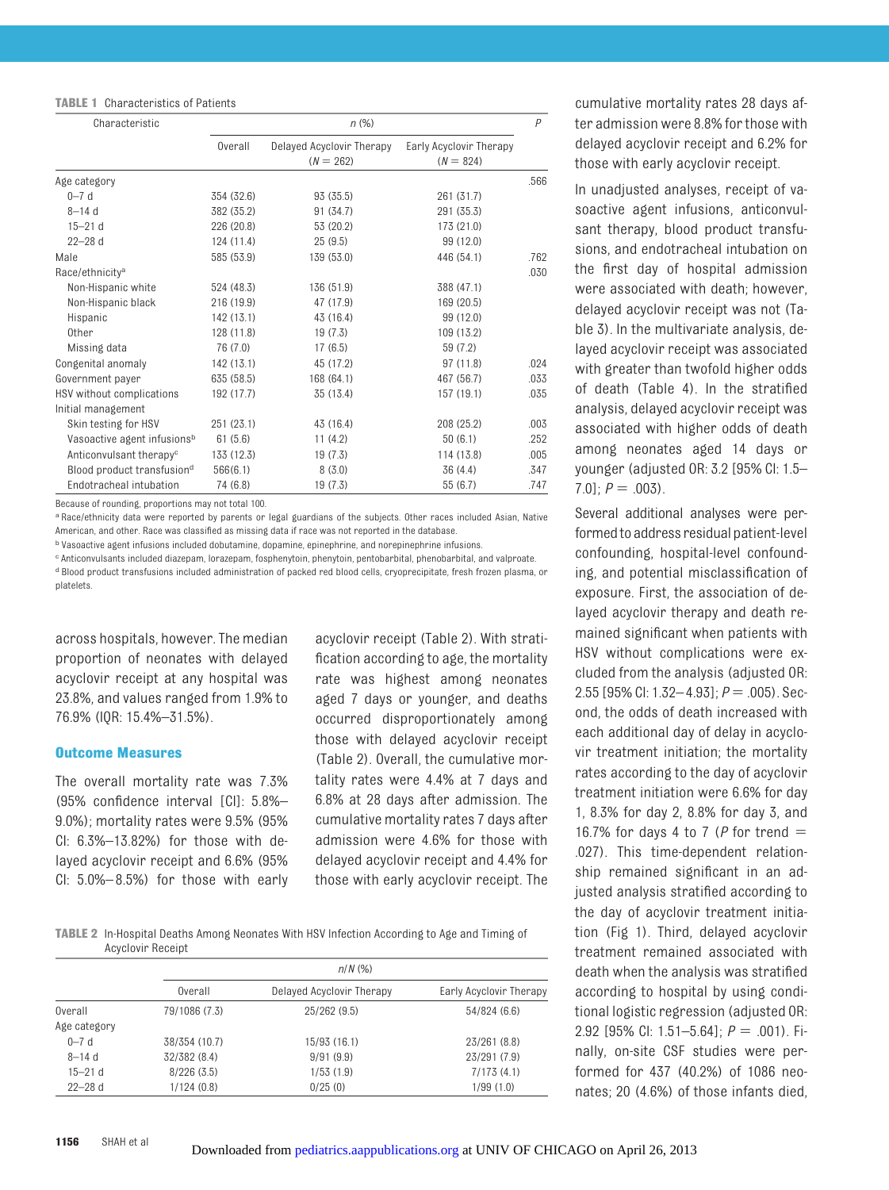**TABLE 1** Characteristics of Patients

| Characteristic | n (%) | | | P |
|---|---|---|---|---|
| | Overall | Delayed Acyclovir Therapy (N = 262) | Early Acyclovir Therapy (N = 824) | |
| Age category | | | | .566 |
| 0–7 d | 354 (32.6) | 93 (35.5) | 261 (31.7) | |
| 8–14 d | 382 (35.2) | 91 (34.7) | 291 (35.3) | |
| 15–21 d | 226 (20.8) | 53 (20.2) | 173 (21.0) | |
| 22–28 d | 124 (11.4) | 25 (9.5) | 99 (12.0) | |
| Male | 585 (53.9) | 139 (53.0) | 446 (54.1) | .762 |
| Race/ethnicity[a] | | | | .030 |
| Non-Hispanic white | 524 (48.3) | 136 (51.9) | 388 (47.1) | |
| Non-Hispanic black | 216 (19.9) | 47 (17.9) | 169 (20.5) | |
| Hispanic | 142 (13.1) | 43 (16.4) | 99 (12.0) | |
| Other | 128 (11.8) | 19 (7.3) | 109 (13.2) | |
| Missing data | 76 (7.0) | 17 (6.5) | 59 (7.2) | |
| Congenital anomaly | 142 (13.1) | 45 (17.2) | 97 (11.8) | .024 |
| Government payer | 635 (58.5) | 168 (64.1) | 467 (56.7) | .033 |
| HSV without complications | 192 (17.7) | 35 (13.4) | 157 (19.1) | .035 |
| Initial management | | | | |
| Skin testing for HSV | 251 (23.1) | 43 (16.4) | 208 (25.2) | .003 |
| Vasoactive agent infusions[b] | 61 (5.6) | 11 (4.2) | 50 (6.1) | .252 |
| Anticonvulsant therapy[c] | 133 (12.3) | 19 (7.3) | 114 (13.8) | .005 |
| Blood product transfusion[d] | 566(6.1) | 8 (3.0) | 36 (4.4) | .347 |
| Endotracheal intubation | 74 (6.8) | 19 (7.3) | 55 (6.7) | .747 |

Because of rounding, proportions may not total 100.
[a] Race/ethnicity data were reported by parents or legal guardians of the subjects. Other races included Asian, Native American, and other. Race was classified as missing data if race was not reported in the database.
[b] Vasoactive agent infusions included dobutamine, dopamine, epinephrine, and norepinephrine infusions.
[c] Anticonvulsants included diazepam, lorazepam, fosphenytoin, phenytoin, pentobarbital, phenobarbital, and valproate.
[d] Blood product transfusions included administration of packed red blood cells, cryoprecipitate, fresh frozen plasma, or platelets.

across hospitals, however. The median proportion of neonates with delayed acyclovir receipt at any hospital was 23.8%, and values ranged from 1.9% to 76.9% (IQR: 15.4%–31.5%).

### Outcome Measures

The overall mortality rate was 7.3% (95% confidence interval [CI]: 5.8%–9.0%); mortality rates were 9.5% (95% CI: 6.3%–13.82%) for those with delayed acyclovir receipt and 6.6% (95% CI: 5.0%–8.5%) for those with early acyclovir receipt (Table 2). With stratification according to age, the mortality rate was highest among neonates aged 7 days or younger, and deaths occurred disproportionately among those with delayed acyclovir receipt (Table 2). Overall, the cumulative mortality rates were 4.4% at 7 days and 6.8% at 28 days after admission. The cumulative mortality rates 7 days after admission were 4.6% for those with delayed acyclovir receipt and 4.4% for those with early acyclovir receipt. The cumulative mortality rates 28 days after admission were 8.8% for those with delayed acyclovir receipt and 6.2% for those with early acyclovir receipt.

In unadjusted analyses, receipt of vasoactive agent infusions, anticonvulsant therapy, blood product transfusions, and endotracheal intubation on the first day of hospital admission were associated with death; however, delayed acyclovir receipt was not (Table 3). In the multivariate analysis, delayed acyclovir receipt was associated with greater than twofold higher odds of death (Table 4). In the stratified analysis, delayed acyclovir receipt was associated with higher odds of death among neonates aged 14 days or younger (adjusted OR: 3.2 [95% CI: 1.5–7.0]; $P = .003$).

Several additional analyses were performed to address residual patient-level confounding, hospital-level confounding, and potential misclassification of exposure. First, the association of delayed acyclovir therapy and death remained significant when patients with HSV without complications were excluded from the analysis (adjusted OR: 2.55 [95% CI: 1.32–4.93]; $P = .005$). Second, the odds of death increased with each additional day of delay in acyclovir treatment initiation; the mortality rates according to the day of acyclovir treatment initiation were 6.6% for day 1, 8.3% for day 2, 8.8% for day 3, and 16.7% for days 4 to 7 ($P$ for trend $= .027$). This time-dependent relationship remained significant in an adjusted analysis stratified according to the day of acyclovir treatment initiation (Fig 1). Third, delayed acyclovir treatment remained associated with death when the analysis was stratified according to hospital by using conditional logistic regression (adjusted OR: 2.92 [95% CI: 1.51–5.64]; $P = .001$). Finally, on-site CSF studies were performed for 437 (40.2%) of 1086 neonates; 20 (4.6%) of those infants died,

**TABLE 2** In-Hospital Deaths Among Neonates With HSV Infection According to Age and Timing of Acyclovir Receipt

| | n/N (%) | | |
|---|---|---|---|
| | Overall | Delayed Acyclovir Therapy | Early Acyclovir Therapy |
| Overall | 79/1086 (7.3) | 25/262 (9.5) | 54/824 (6.6) |
| Age category | | | |
| 0–7 d | 38/354 (10.7) | 15/93 (16.1) | 23/261 (8.8) |
| 8–14 d | 32/382 (8.4) | 9/91 (9.9) | 23/291 (7.9) |
| 15–21 d | 8/226 (3.5) | 1/53 (1.9) | 7/173 (4.1) |
| 22–28 d | 1/124 (0.8) | 0/25 (0) | 1/99 (1.0) |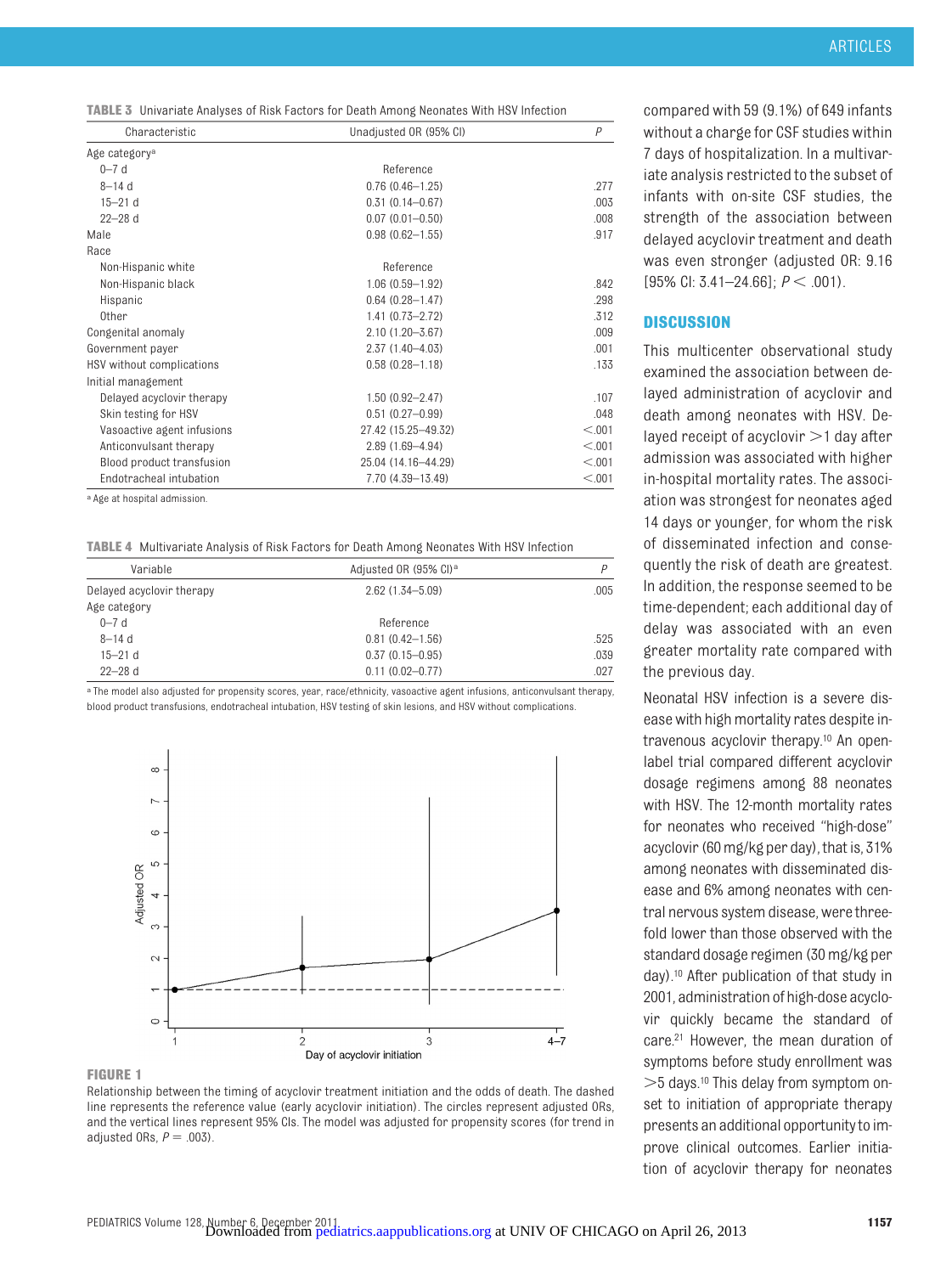**TABLE 3** Univariate Analyses of Risk Factors for Death Among Neonates With HSV Infection

| Characteristic | Unadjusted OR (95% CI) | P |
|---|---|---|
| Age category[a] | | |
| 0–7 d | Reference | |
| 8–14 d | 0.76 (0.46–1.25) | .277 |
| 15–21 d | 0.31 (0.14–0.67) | .003 |
| 22–28 d | 0.07 (0.01–0.50) | .008 |
| Male | 0.98 (0.62–1.55) | .917 |
| Race | | |
| Non-Hispanic white | Reference | |
| Non-Hispanic black | 1.06 (0.59–1.92) | .842 |
| Hispanic | 0.64 (0.28–1.47) | .298 |
| Other | 1.41 (0.73–2.72) | .312 |
| Congenital anomaly | 2.10 (1.20–3.67) | .009 |
| Government payer | 2.37 (1.40–4.03) | .001 |
| HSV without complications | 0.58 (0.28–1.18) | .133 |
| Initial management | | |
| Delayed acyclovir therapy | 1.50 (0.92–2.47) | .107 |
| Skin testing for HSV | 0.51 (0.27–0.99) | .048 |
| Vasoactive agent infusions | 27.42 (15.25–49.32) | <.001 |
| Anticonvulsant therapy | 2.89 (1.69–4.94) | <.001 |
| Blood product transfusion | 25.04 (14.16–44.29) | <.001 |
| Endotracheal intubation | 7.70 (4.39–13.49) | <.001 |

[a] Age at hospital admission.

**TABLE 4** Multivariate Analysis of Risk Factors for Death Among Neonates With HSV Infection

| Variable | Adjusted OR (95% CI)[a] | P |
|---|---|---|
| Delayed acyclovir therapy | 2.62 (1.34–5.09) | .005 |
| Age category | | |
| 0–7 d | Reference | |
| 8–14 d | 0.81 (0.42–1.56) | .525 |
| 15–21 d | 0.37 (0.15–0.95) | .039 |
| 22–28 d | 0.11 (0.02–0.77) | .027 |

[a] The model also adjusted for propensity scores, year, race/ethnicity, vasoactive agent infusions, anticonvulsant therapy, blood product transfusions, endotracheal intubation, HSV testing of skin lesions, and HSV without complications.

Adjusted OR
0 1 2 3 4 5 6 7 8
1 2 3 4–7
Day of acyclovir initiation

**FIGURE 1**
Relationship between the timing of acyclovir treatment initiation and the odds of death. The dashed line represents the reference value (early acyclovir initiation). The circles represent adjusted ORs, and the vertical lines represent 95% CIs. The model was adjusted for propensity scores (for trend in adjusted ORs, $P = .003$).

compared with 59 (9.1%) of 649 infants without a charge for CSF studies within 7 days of hospitalization. In a multivariate analysis restricted to the subset of infants with on-site CSF studies, the strength of the association between delayed acyclovir treatment and death was even stronger (adjusted OR: 9.16 [95% CI: 3.41–24.66]; $P < .001$).

## DISCUSSION

This multicenter observational study examined the association between delayed administration of acyclovir and death among neonates with HSV. Delayed receipt of acyclovir >1 day after admission was associated with higher in-hospital mortality rates. The association was strongest for neonates aged 14 days or younger, for whom the risk of disseminated infection and consequently the risk of death are greatest. In addition, the response seemed to be time-dependent; each additional day of delay was associated with an even greater mortality rate compared with the previous day.

Neonatal HSV infection is a severe disease with high mortality rates despite intravenous acyclovir therapy.[10] An open-label trial compared different acyclovir dosage regimens among 88 neonates with HSV. The 12-month mortality rates for neonates who received "high-dose" acyclovir (60 mg/kg per day), that is, 31% among neonates with disseminated disease and 6% among neonates with central nervous system disease, were three-fold lower than those observed with the standard dosage regimen (30 mg/kg per day).[10] After publication of that study in 2001, administration of high-dose acyclovir quickly became the standard of care.[21] However, the mean duration of symptoms before study enrollment was >5 days.[10] This delay from symptom onset to initiation of appropriate therapy presents an additional opportunity to improve clinical outcomes. Earlier initiation of acyclovir therapy for neonates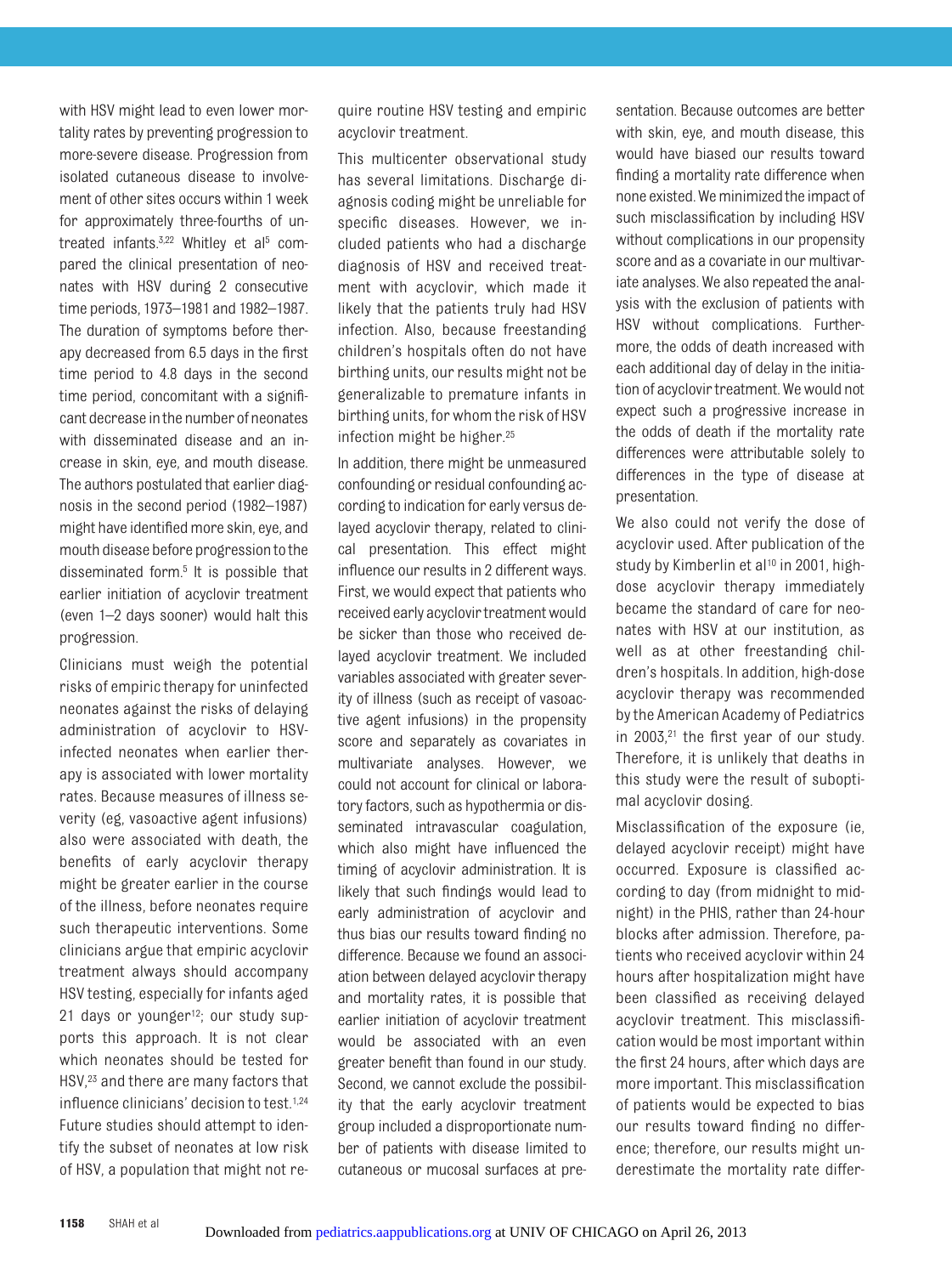with HSV might lead to even lower mortality rates by preventing progression to more-severe disease. Progression from isolated cutaneous disease to involvement of other sites occurs within 1 week for approximately three-fourths of untreated infants.[3,22] Whitley et al[5] compared the clinical presentation of neonates with HSV during 2 consecutive time periods, 1973–1981 and 1982–1987. The duration of symptoms before therapy decreased from 6.5 days in the first time period to 4.8 days in the second time period, concomitant with a significant decrease in the number of neonates with disseminated disease and an increase in skin, eye, and mouth disease. The authors postulated that earlier diagnosis in the second period (1982–1987) might have identified more skin, eye, and mouth disease before progression to the disseminated form.[5] It is possible that earlier initiation of acyclovir treatment (even 1–2 days sooner) would halt this progression.

Clinicians must weigh the potential risks of empiric therapy for uninfected neonates against the risks of delaying administration of acyclovir to HSV-infected neonates when earlier therapy is associated with lower mortality rates. Because measures of illness severity (eg, vasoactive agent infusions) also were associated with death, the benefits of early acyclovir therapy might be greater earlier in the course of the illness, before neonates require such therapeutic interventions. Some clinicians argue that empiric acyclovir treatment always should accompany HSV testing, especially for infants aged 21 days or younger[12]; our study supports this approach. It is not clear which neonates should be tested for HSV,[23] and there are many factors that influence clinicians' decision to test.[1,24] Future studies should attempt to identify the subset of neonates at low risk of HSV, a population that might not require routine HSV testing and empiric acyclovir treatment.

This multicenter observational study has several limitations. Discharge diagnosis coding might be unreliable for specific diseases. However, we included patients who had a discharge diagnosis of HSV and received treatment with acyclovir, which made it likely that the patients truly had HSV infection. Also, because freestanding children's hospitals often do not have birthing units, our results might not be generalizable to premature infants in birthing units, for whom the risk of HSV infection might be higher.[25]

In addition, there might be unmeasured confounding or residual confounding according to indication for early versus delayed acyclovir therapy, related to clinical presentation. This effect might influence our results in 2 different ways. First, we would expect that patients who received early acyclovir treatment would be sicker than those who received delayed acyclovir treatment. We included variables associated with greater severity of illness (such as receipt of vasoactive agent infusions) in the propensity score and separately as covariates in multivariate analyses. However, we could not account for clinical or laboratory factors, such as hypothermia or disseminated intravascular coagulation, which also might have influenced the timing of acyclovir administration. It is likely that such findings would lead to early administration of acyclovir and thus bias our results toward finding no difference. Because we found an association between delayed acyclovir therapy and mortality rates, it is possible that earlier initiation of acyclovir treatment would be associated with an even greater benefit than found in our study. Second, we cannot exclude the possibility that the early acyclovir treatment group included a disproportionate number of patients with disease limited to cutaneous or mucosal surfaces at presentation. Because outcomes are better with skin, eye, and mouth disease, this would have biased our results toward finding a mortality rate difference when none existed. We minimized the impact of such misclassification by including HSV without complications in our propensity score and as a covariate in our multivariate analyses. We also repeated the analysis with the exclusion of patients with HSV without complications. Furthermore, the odds of death increased with each additional day of delay in the initiation of acyclovir treatment. We would not expect such a progressive increase in the odds of death if the mortality rate differences were attributable solely to differences in the type of disease at presentation.

We also could not verify the dose of acyclovir used. After publication of the study by Kimberlin et al[10] in 2001, high-dose acyclovir therapy immediately became the standard of care for neonates with HSV at our institution, as well as at other freestanding children's hospitals. In addition, high-dose acyclovir therapy was recommended by the American Academy of Pediatrics in 2003,[21] the first year of our study. Therefore, it is unlikely that deaths in this study were the result of suboptimal acyclovir dosing.

Misclassification of the exposure (ie, delayed acyclovir receipt) might have occurred. Exposure is classified according to day (from midnight to midnight) in the PHIS, rather than 24-hour blocks after admission. Therefore, patients who received acyclovir within 24 hours after hospitalization might have been classified as receiving delayed acyclovir treatment. This misclassification would be most important within the first 24 hours, after which days are more important. This misclassification of patients would be expected to bias our results toward finding no difference; therefore, our results might underestimate the mortality rate differ-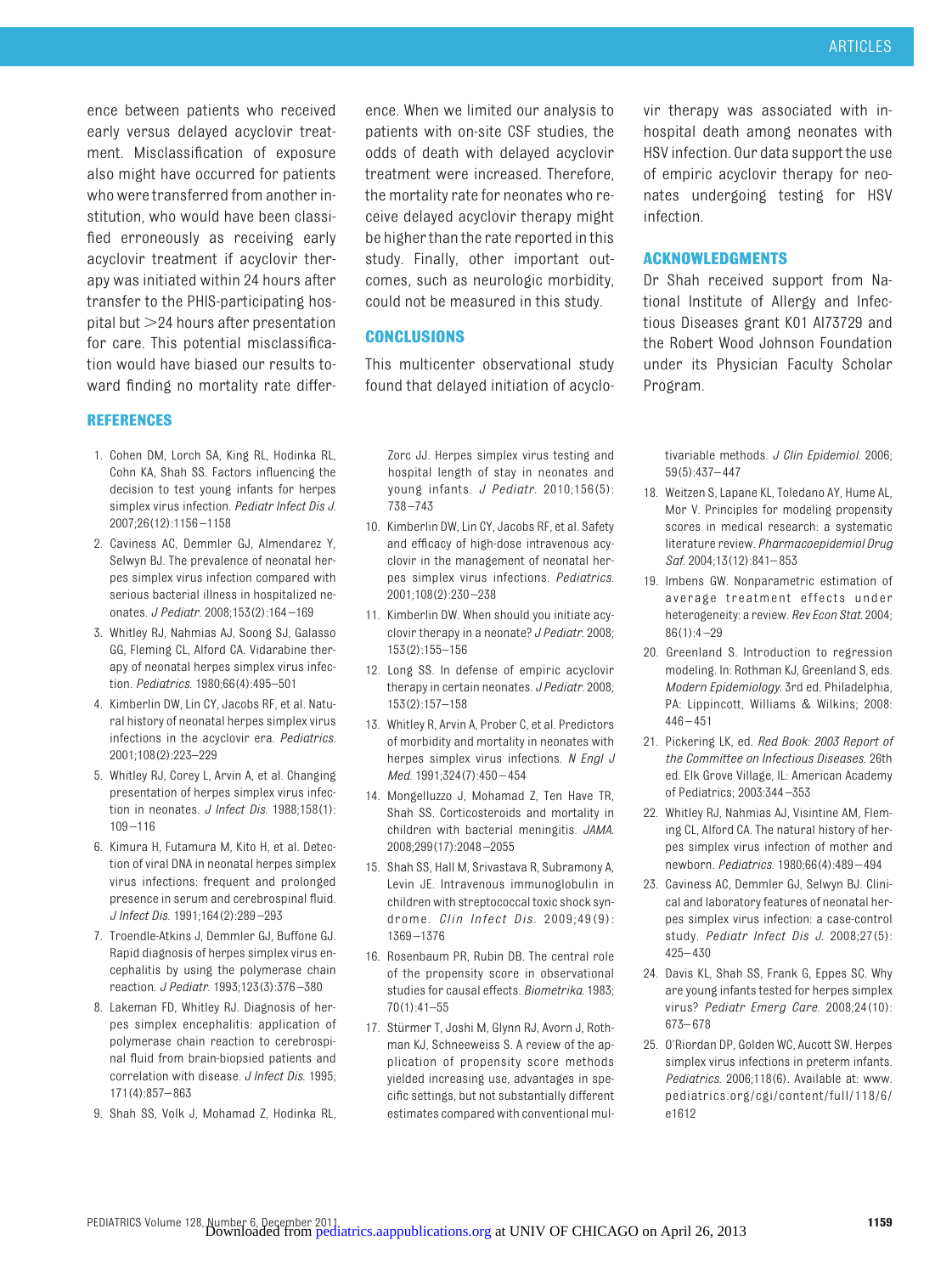ence between patients who received early versus delayed acyclovir treatment. Misclassification of exposure also might have occurred for patients who were transferred from another institution, who would have been classified erroneously as receiving early acyclovir treatment if acyclovir therapy was initiated within 24 hours after transfer to the PHIS-participating hospital but >24 hours after presentation for care. This potential misclassification would have biased our results toward finding no mortality rate difference. When we limited our analysis to patients with on-site CSF studies, the odds of death with delayed acyclovir treatment were increased. Therefore, the mortality rate for neonates who receive delayed acyclovir therapy might be higher than the rate reported in this study. Finally, other important outcomes, such as neurologic morbidity, could not be measured in this study.

## CONCLUSIONS

This multicenter observational study found that delayed initiation of acyclovir therapy was associated with in-hospital death among neonates with HSV infection. Our data support the use of empiric acyclovir therapy for neonates undergoing testing for HSV infection.

## ACKNOWLEDGMENTS

Dr Shah received support from National Institute of Allergy and Infectious Diseases grant K01 AI73729 and the Robert Wood Johnson Foundation under its Physician Faculty Scholar Program.

## REFERENCES

1. Cohen DM, Lorch SA, King RL, Hodinka RL, Cohn KA, Shah SS. Factors influencing the decision to test young infants for herpes simplex virus infection. *Pediatr Infect Dis J*. 2007;26(12):1156–1158
2. Caviness AC, Demmler GJ, Almendarez Y, Selwyn BJ. The prevalence of neonatal herpes simplex virus infection compared with serious bacterial illness in hospitalized neonates. *J Pediatr*. 2008;153(2):164–169
3. Whitley RJ, Nahmias AJ, Soong SJ, Galasso GG, Fleming CL, Alford CA. Vidarabine therapy of neonatal herpes simplex virus infection. *Pediatrics*. 1980;66(4):495–501
4. Kimberlin DW, Lin CY, Jacobs RF, et al. Natural history of neonatal herpes simplex virus infections in the acyclovir era. *Pediatrics*. 2001;108(2):223–229
5. Whitley RJ, Corey L, Arvin A, et al. Changing presentation of herpes simplex virus infection in neonates. *J Infect Dis*. 1988;158(1):109–116
6. Kimura H, Futamura M, Kito H, et al. Detection of viral DNA in neonatal herpes simplex virus infections: frequent and prolonged presence in serum and cerebrospinal fluid. *J Infect Dis*. 1991;164(2):289–293
7. Troendle-Atkins J, Demmler GJ, Buffone GJ. Rapid diagnosis of herpes simplex virus encephalitis by using the polymerase chain reaction. *J Pediatr*. 1993;123(3):376–380
8. Lakeman FD, Whitley RJ. Diagnosis of herpes simplex encephalitis: application of polymerase chain reaction to cerebrospinal fluid from brain-biopsied patients and correlation with disease. *J Infect Dis*. 1995;171(4):857–863
9. Shah SS, Volk J, Mohamad Z, Hodinka RL, Zorc JJ. Herpes simplex virus testing and hospital length of stay in neonates and young infants. *J Pediatr*. 2010;156(5):738–743
10. Kimberlin DW, Lin CY, Jacobs RF, et al. Safety and efficacy of high-dose intravenous acyclovir in the management of neonatal herpes simplex virus infections. *Pediatrics*. 2001;108(2):230–238
11. Kimberlin DW. When should you initiate acyclovir therapy in a neonate? *J Pediatr*. 2008;153(2):155–156
12. Long SS. In defense of empiric acyclovir therapy in certain neonates. *J Pediatr*. 2008;153(2):157–158
13. Whitley R, Arvin A, Prober C, et al. Predictors of morbidity and mortality in neonates with herpes simplex virus infections. *N Engl J Med*. 1991;324(7):450–454
14. Mongelluzzo J, Mohamad Z, Ten Have TR, Shah SS. Corticosteroids and mortality in children with bacterial meningitis. *JAMA*. 2008;299(17):2048–2055
15. Shah SS, Hall M, Srivastava R, Subramony A, Levin JE. Intravenous immunoglobulin in children with streptococcal toxic shock syndrome. *Clin Infect Dis*. 2009;49(9):1369–1376
16. Rosenbaum PR, Rubin DB. The central role of the propensity score in observational studies for causal effects. *Biometrika*. 1983;70(1):41–55
17. Stürmer T, Joshi M, Glynn RJ, Avorn J, Rothman KJ, Schneeweiss S. A review of the application of propensity score methods yielded increasing use, advantages in specific settings, but not substantially different estimates compared with conventional multivariable methods. *J Clin Epidemiol*. 2006;59(5):437–447
18. Weitzen S, Lapane KL, Toledano AY, Hume AL, Mor V. Principles for modeling propensity scores in medical research: a systematic literature review. *Pharmacoepidemiol Drug Saf*. 2004;13(12):841–853
19. Imbens GW. Nonparametric estimation of average treatment effects under heterogeneity: a review. *Rev Econ Stat*. 2004;86(1):4–29
20. Greenland S. Introduction to regression modeling. In: Rothman KJ, Greenland S, eds. *Modern Epidemiology*. 3rd ed. Philadelphia, PA: Lippincott, Williams & Wilkins; 2008:446–451
21. Pickering LK, ed. *Red Book: 2003 Report of the Committee on Infectious Diseases*. 26th ed. Elk Grove Village, IL: American Academy of Pediatrics; 2003:344–353
22. Whitley RJ, Nahmias AJ, Visintine AM, Fleming CL, Alford CA. The natural history of herpes simplex virus infection of mother and newborn. *Pediatrics*. 1980;66(4):489–494
23. Caviness AC, Demmler GJ, Selwyn BJ. Clinical and laboratory features of neonatal herpes simplex virus infection: a case-control study. *Pediatr Infect Dis J*. 2008;27(5):425–430
24. Davis KL, Shah SS, Frank G, Eppes SC. Why are young infants tested for herpes simplex virus? *Pediatr Emerg Care*. 2008;24(10):673–678
25. O'Riordan DP, Golden WC, Aucott SW. Herpes simplex virus infections in preterm infants. *Pediatrics*. 2006;118(6). Available at: www.pediatrics.org/cgi/content/full/118/6/e1612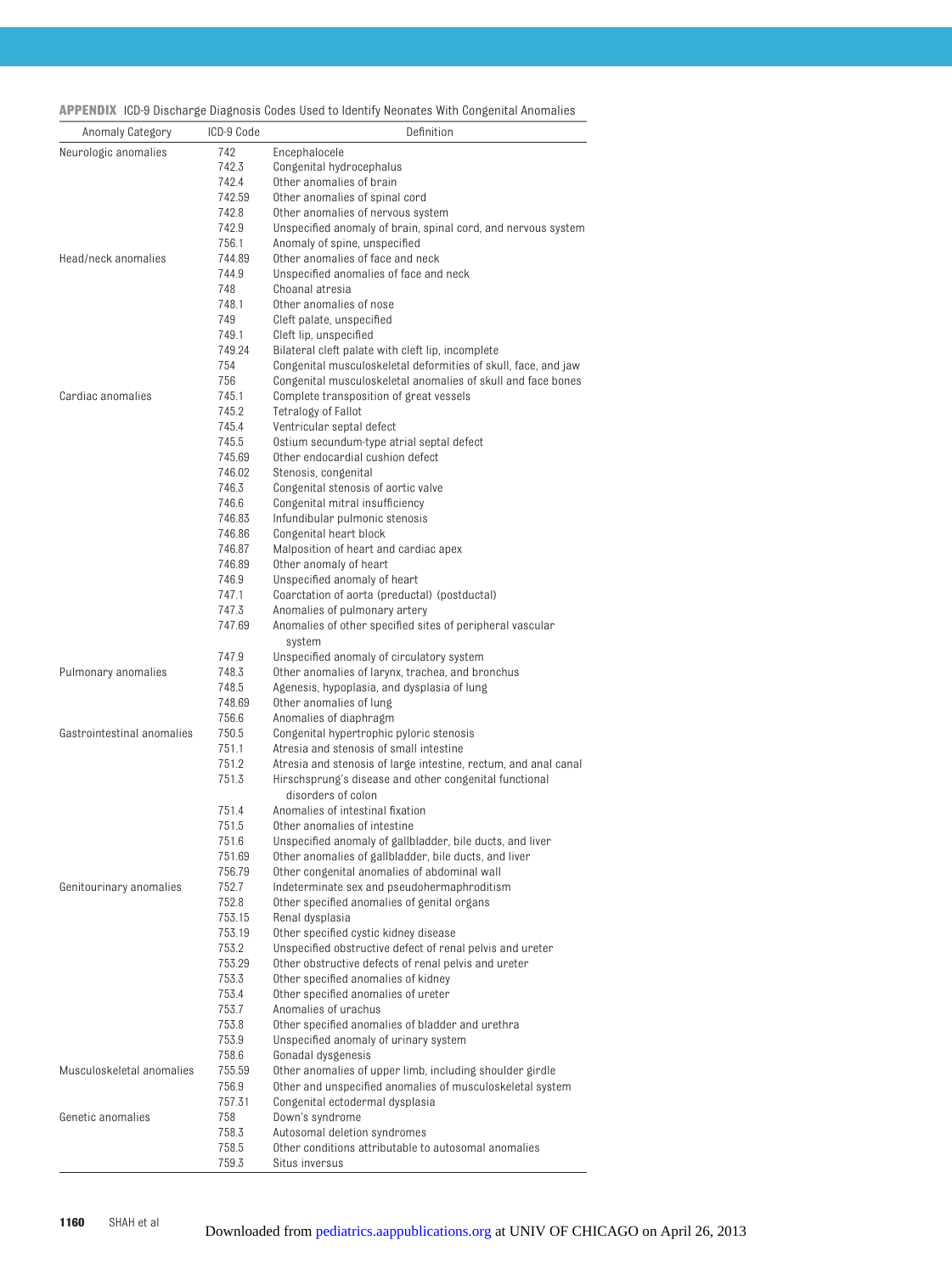**APPENDIX** ICD-9 Discharge Diagnosis Codes Used to Identify Neonates With Congenital Anomalies

| Anomaly Category | ICD-9 Code | Definition |
|---|---|---|
| Neurologic anomalies | 742 | Encephalocele |
| | 742.3 | Congenital hydrocephalus |
| | 742.4 | Other anomalies of brain |
| | 742.59 | Other anomalies of spinal cord |
| | 742.8 | Other anomalies of nervous system |
| | 742.9 | Unspecified anomaly of brain, spinal cord, and nervous system |
| | 756.1 | Anomaly of spine, unspecified |
| Head/neck anomalies | 744.89 | Other anomalies of face and neck |
| | 744.9 | Unspecified anomalies of face and neck |
| | 748 | Choanal atresia |
| | 748.1 | Other anomalies of nose |
| | 749 | Cleft palate, unspecified |
| | 749.1 | Cleft lip, unspecified |
| | 749.24 | Bilateral cleft palate with cleft lip, incomplete |
| | 754 | Congenital musculoskeletal deformities of skull, face, and jaw |
| | 756 | Congenital musculoskeletal anomalies of skull and face bones |
| Cardiac anomalies | 745.1 | Complete transposition of great vessels |
| | 745.2 | Tetralogy of Fallot |
| | 745.4 | Ventricular septal defect |
| | 745.5 | Ostium secundum-type atrial septal defect |
| | 745.69 | Other endocardial cushion defect |
| | 746.02 | Stenosis, congenital |
| | 746.3 | Congenital stenosis of aortic valve |
| | 746.6 | Congenital mitral insufficiency |
| | 746.83 | Infundibular pulmonic stenosis |
| | 746.86 | Congenital heart block |
| | 746.87 | Malposition of heart and cardiac apex |
| | 746.89 | Other anomaly of heart |
| | 746.9 | Unspecified anomaly of heart |
| | 747.1 | Coarctation of aorta (preductal) (postductal) |
| | 747.3 | Anomalies of pulmonary artery |
| | 747.69 | Anomalies of other specified sites of peripheral vascular system |
| | 747.9 | Unspecified anomaly of circulatory system |
| Pulmonary anomalies | 748.3 | Other anomalies of larynx, trachea, and bronchus |
| | 748.5 | Agenesis, hypoplasia, and dysplasia of lung |
| | 748.69 | Other anomalies of lung |
| | 756.6 | Anomalies of diaphragm |
| Gastrointestinal anomalies | 750.5 | Congenital hypertrophic pyloric stenosis |
| | 751.1 | Atresia and stenosis of small intestine |
| | 751.2 | Atresia and stenosis of large intestine, rectum, and anal canal |
| | 751.3 | Hirschsprung's disease and other congenital functional disorders of colon |
| | 751.4 | Anomalies of intestinal fixation |
| | 751.5 | Other anomalies of intestine |
| | 751.6 | Unspecified anomaly of gallbladder, bile ducts, and liver |
| | 751.69 | Other anomalies of gallbladder, bile ducts, and liver |
| | 756.79 | Other congenital anomalies of abdominal wall |
| Genitourinary anomalies | 752.7 | Indeterminate sex and pseudohermaphroditism |
| | 752.8 | Other specified anomalies of genital organs |
| | 753.15 | Renal dysplasia |
| | 753.19 | Other specified cystic kidney disease |
| | 753.2 | Unspecified obstructive defect of renal pelvis and ureter |
| | 753.29 | Other obstructive defects of renal pelvis and ureter |
| | 753.3 | Other specified anomalies of kidney |
| | 753.4 | Other specified anomalies of ureter |
| | 753.7 | Anomalies of urachus |
| | 753.8 | Other specified anomalies of bladder and urethra |
| | 753.9 | Unspecified anomaly of urinary system |
| | 758.6 | Gonadal dysgenesis |
| Musculoskeletal anomalies | 755.59 | Other anomalies of upper limb, including shoulder girdle |
| | 756.9 | Other and unspecified anomalies of musculoskeletal system |
| | 757.31 | Congenital ectodermal dysplasia |
| Genetic anomalies | 758 | Down's syndrome |
| | 758.3 | Autosomal deletion syndromes |
| | 758.5 | Other conditions attributable to autosomal anomalies |
| | 759.3 | Situs inversus |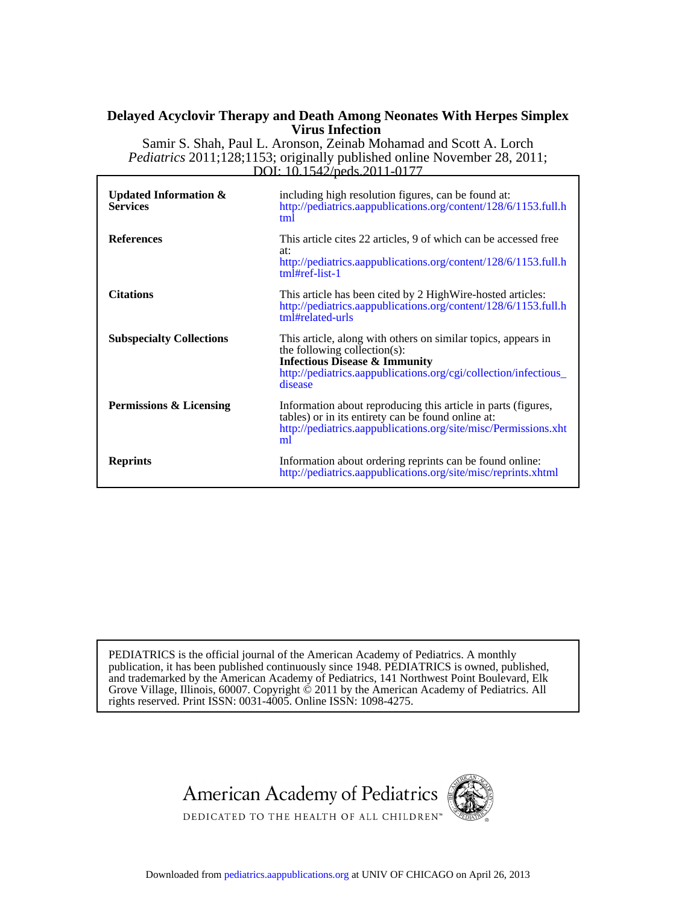# Delayed Acyclovir Therapy and Death Among Neonates With Herpes Simplex Virus Infection

Samir S. Shah, Paul L. Aronson, Zeinab Mohamad and Scott A. Lorch

*Pediatrics* 2011;128;1153; originally published online November 28, 2011;

DOI: 10.1542/peds.2011-0177

| | |
|---|---|
| **Updated Information & Services** | including high resolution figures, can be found at: http://pediatrics.aappublications.org/content/128/6/1153.full.html |
| **References** | This article cites 22 articles, 9 of which can be accessed free at: http://pediatrics.aappublications.org/content/128/6/1153.full.html#ref-list-1 |
| **Citations** | This article has been cited by 2 HighWire-hosted articles: http://pediatrics.aappublications.org/content/128/6/1153.full.html#related-urls |
| **Subspecialty Collections** | This article, along with others on similar topics, appears in the following collection(s): **Infectious Disease & Immunity** http://pediatrics.aappublications.org/cgi/collection/infectious_disease |
| **Permissions & Licensing** | Information about reproducing this article in parts (figures, tables) or in its entirety can be found online at: http://pediatrics.aappublications.org/site/misc/Permissions.xhtml |
| **Reprints** | Information about ordering reprints can be found online: http://pediatrics.aappublications.org/site/misc/reprints.xhtml |

PEDIATRICS is the official journal of the American Academy of Pediatrics. A monthly publication, it has been published continuously since 1948. PEDIATRICS is owned, published, and trademarked by the American Academy of Pediatrics, 141 Northwest Point Boulevard, Elk Grove Village, Illinois, 60007. Copyright © 2011 by the American Academy of Pediatrics. All rights reserved. Print ISSN: 0031-4005. Online ISSN: 1098-4275.

American Academy of Pediatrics

DEDICATED TO THE HEALTH OF ALL CHILDREN™

Downloaded from pediatrics.aappublications.org at UNIV OF CHICAGO on April 26, 2013